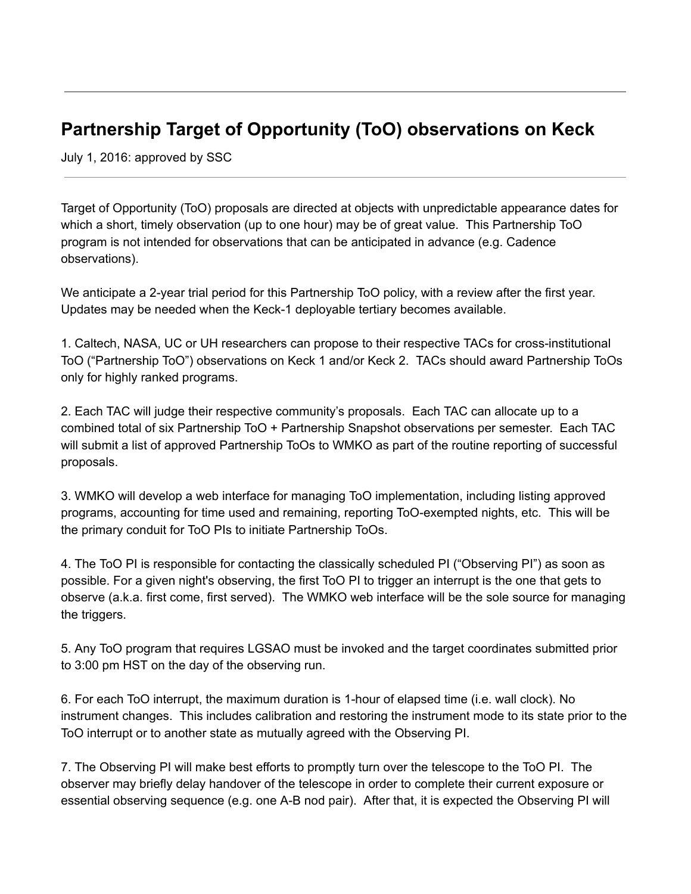---

## Partnership Target of Opportunity (ToO) observations on Keck

July 1, 2016: approved by SSC

---

Target of Opportunity (ToO) proposals are directed at objects with unpredictable appearance dates for which a short, timely observation (up to one hour) may be of great value. This Partnership ToO program is not intended for observations that can be anticipated in advance (e.g. Cadence observations).

We anticipate a 2-year trial period for this Partnership ToO policy, with a review after the first year. Updates may be needed when the Keck-1 deployable tertiary becomes available.

1. Caltech, NASA, UC or UH researchers can propose to their respective TACs for cross-institutional ToO ("Partnership ToO") observations on Keck 1 and/or Keck 2. TACs should award Partnership ToOs only for highly ranked programs.

2. Each TAC will judge their respective community's proposals. Each TAC can allocate up to a combined total of six Partnership ToO + Partnership Snapshot observations per semester. Each TAC will submit a list of approved Partnership ToOs to WMKO as part of the routine reporting of successful proposals.

3. WMKO will develop a web interface for managing ToO implementation, including listing approved programs, accounting for time used and remaining, reporting ToO-exempted nights, etc. This will be the primary conduit for ToO PIs to initiate Partnership ToOs.

4. The ToO PI is responsible for contacting the classically scheduled PI ("Observing PI") as soon as possible. For a given night's observing, the first ToO PI to trigger an interrupt is the one that gets to observe (a.k.a. first come, first served). The WMKO web interface will be the sole source for managing the triggers.

5. Any ToO program that requires LGSAO must be invoked and the target coordinates submitted prior to 3:00 pm HST on the day of the observing run.

6. For each ToO interrupt, the maximum duration is 1-hour of elapsed time (i.e. wall clock). No instrument changes. This includes calibration and restoring the instrument mode to its state prior to the ToO interrupt or to another state as mutually agreed with the Observing PI.

7. The Observing PI will make best efforts to promptly turn over the telescope to the ToO PI. The observer may briefly delay handover of the telescope in order to complete their current exposure or essential observing sequence (e.g. one A-B nod pair). After that, it is expected the Observing PI will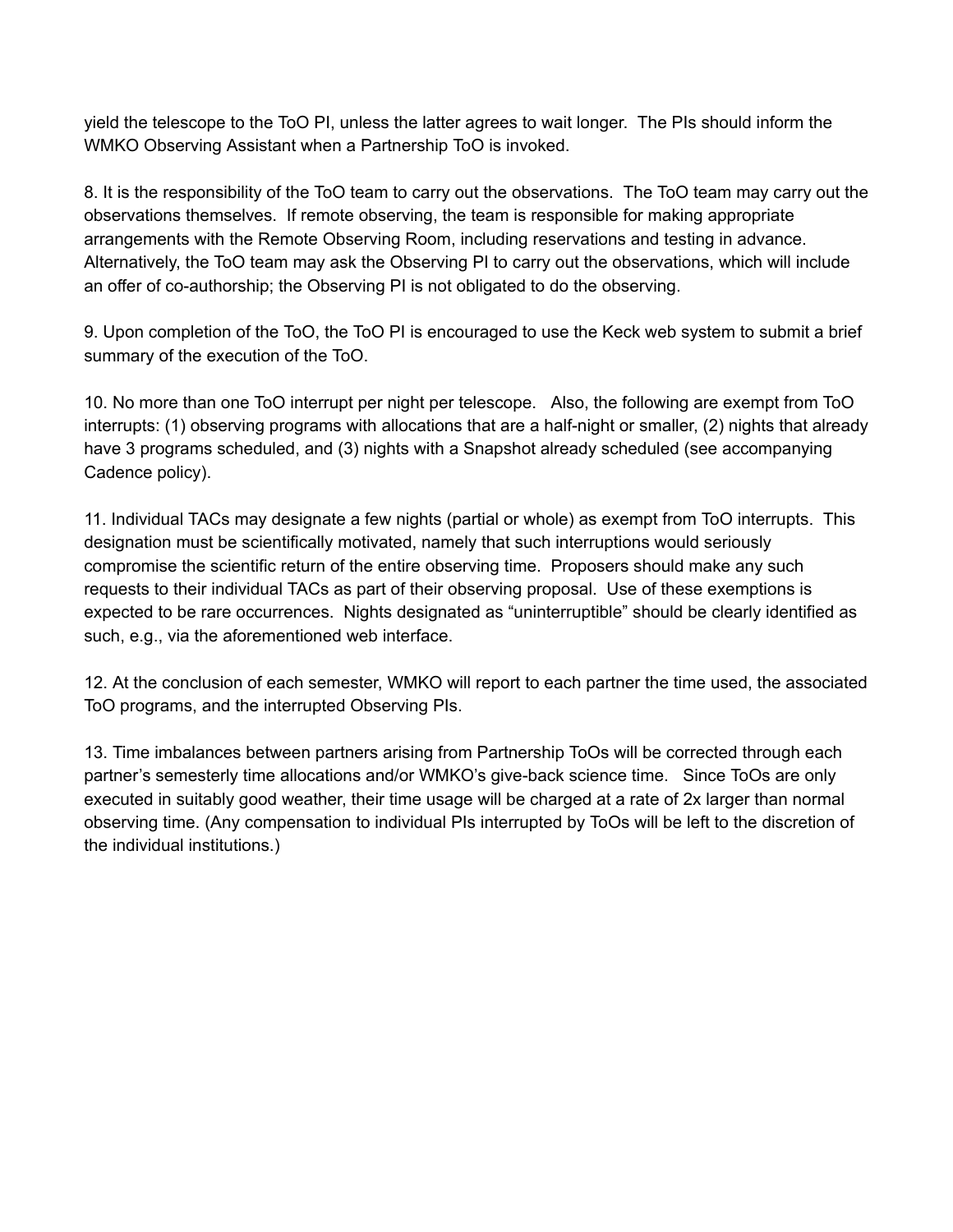yield the telescope to the ToO PI, unless the latter agrees to wait longer. The PIs should inform the WMKO Observing Assistant when a Partnership ToO is invoked.

8. It is the responsibility of the ToO team to carry out the observations. The ToO team may carry out the observations themselves. If remote observing, the team is responsible for making appropriate arrangements with the Remote Observing Room, including reservations and testing in advance. Alternatively, the ToO team may ask the Observing PI to carry out the observations, which will include an offer of co-authorship; the Observing PI is not obligated to do the observing.

9. Upon completion of the ToO, the ToO PI is encouraged to use the Keck web system to submit a brief summary of the execution of the ToO.

10. No more than one ToO interrupt per night per telescope. Also, the following are exempt from ToO interrupts: (1) observing programs with allocations that are a half-night or smaller, (2) nights that already have 3 programs scheduled, and (3) nights with a Snapshot already scheduled (see accompanying Cadence policy).

11. Individual TACs may designate a few nights (partial or whole) as exempt from ToO interrupts. This designation must be scientifically motivated, namely that such interruptions would seriously compromise the scientific return of the entire observing time. Proposers should make any such requests to their individual TACs as part of their observing proposal. Use of these exemptions is expected to be rare occurrences. Nights designated as "uninterruptible" should be clearly identified as such, e.g., via the aforementioned web interface.

12. At the conclusion of each semester, WMKO will report to each partner the time used, the associated ToO programs, and the interrupted Observing PIs.

13. Time imbalances between partners arising from Partnership ToOs will be corrected through each partner's semesterly time allocations and/or WMKO's give-back science time. Since ToOs are only executed in suitably good weather, their time usage will be charged at a rate of 2x larger than normal observing time. (Any compensation to individual PIs interrupted by ToOs will be left to the discretion of the individual institutions.)